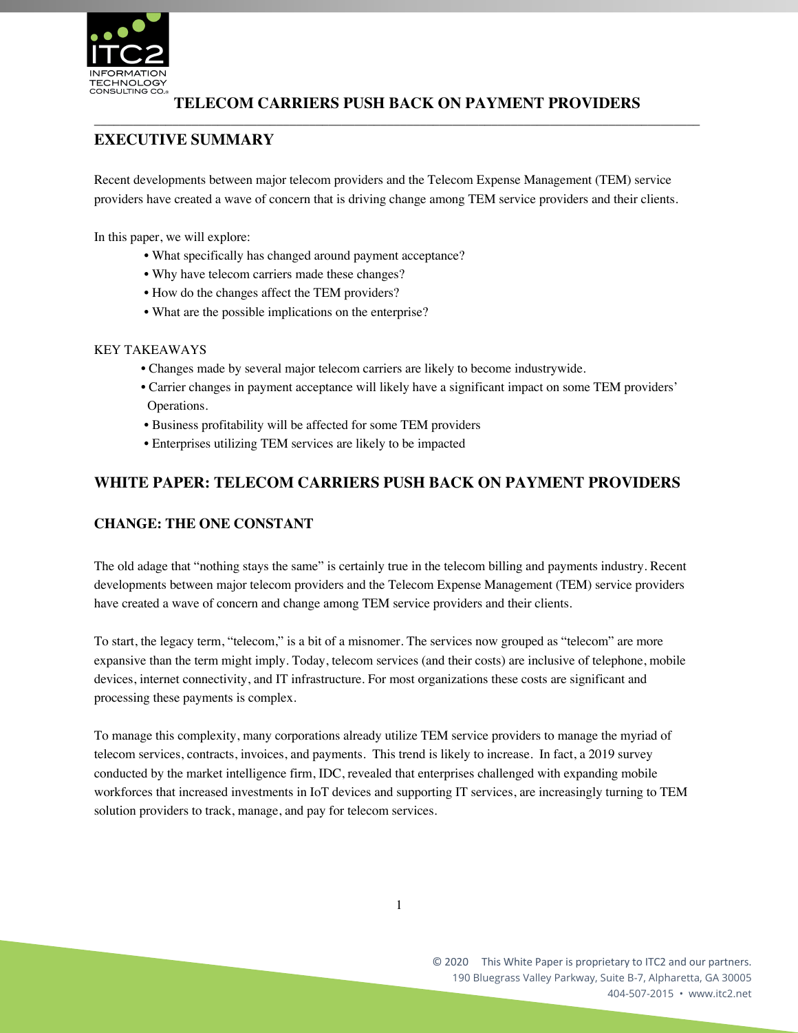# TELECOM CARRIERS PUSH BACK ON PAYMENT PROVIDERS

## EXECUTIVE SUMMARY

Recent developments between major telecom providers and the Telecom Expense Management (TEM) service providers have created a wave of concern that is driving change among TEM service providers and their clients.

In this paper, we will explore:

- What specifically has changed around payment acceptance?
- Why have telecom carriers made these changes?
- How do the changes affect the TEM providers?
- What are the possible implications on the enterprise?

KEY TAKEAWAYS

- Changes made by several major telecom carriers are likely to become industrywide.
- Carrier changes in payment acceptance will likely have a significant impact on some TEM providers' Operations.
- Business profitability will be affected for some TEM providers
- Enterprises utilizing TEM services are likely to be impacted

## WHITE PAPER: TELECOM CARRIERS PUSH BACK ON PAYMENT PROVIDERS

### CHANGE: THE ONE CONSTANT

The old adage that "nothing stays the same" is certainly true in the telecom billing and payments industry. Recent developments between major telecom providers and the Telecom Expense Management (TEM) service providers have created a wave of concern and change among TEM service providers and their clients.

To start, the legacy term, "telecom," is a bit of a misnomer. The services now grouped as "telecom" are more expansive than the term might imply. Today, telecom services (and their costs) are inclusive of telephone, mobile devices, internet connectivity, and IT infrastructure. For most organizations these costs are significant and processing these payments is complex.

To manage this complexity, many corporations already utilize TEM service providers to manage the myriad of telecom services, contracts, invoices, and payments. This trend is likely to increase. In fact, a 2019 survey conducted by the market intelligence firm, IDC, revealed that enterprises challenged with expanding mobile workforces that increased investments in IoT devices and supporting IT services, are increasingly turning to TEM solution providers to track, manage, and pay for telecom services.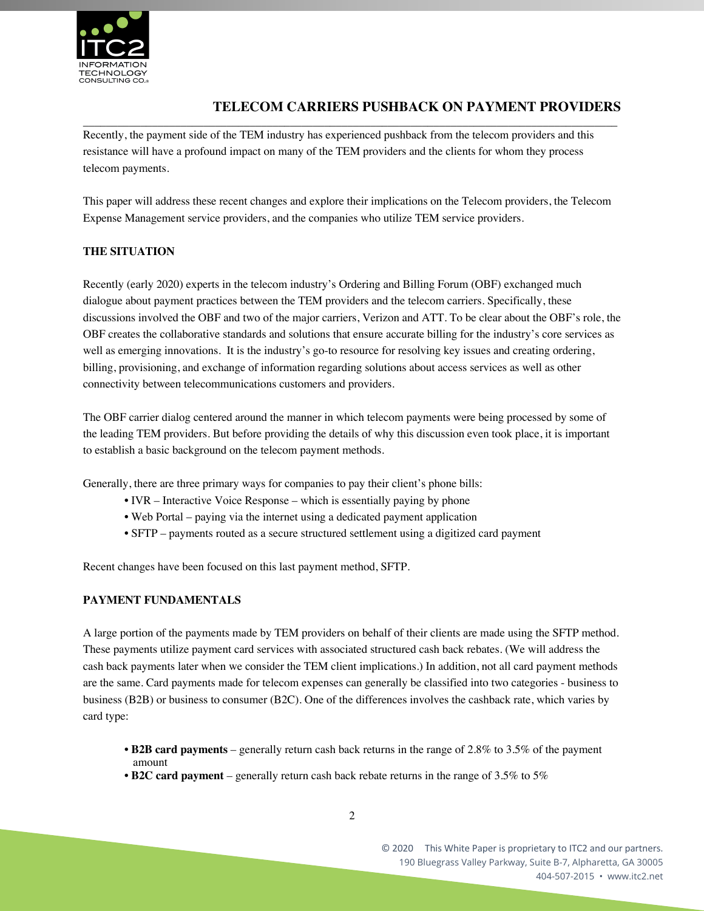## TELECOM CARRIERS PUSHBACK ON PAYMENT PROVIDERS

Recently, the payment side of the TEM industry has experienced pushback from the telecom providers and this resistance will have a profound impact on many of the TEM providers and the clients for whom they process telecom payments.

This paper will address these recent changes and explore their implications on the Telecom providers, the Telecom Expense Management service providers, and the companies who utilize TEM service providers.

### THE SITUATION

Recently (early 2020) experts in the telecom industry's Ordering and Billing Forum (OBF) exchanged much dialogue about payment practices between the TEM providers and the telecom carriers. Specifically, these discussions involved the OBF and two of the major carriers, Verizon and ATT. To be clear about the OBF's role, the OBF creates the collaborative standards and solutions that ensure accurate billing for the industry's core services as well as emerging innovations. It is the industry's go-to resource for resolving key issues and creating ordering, billing, provisioning, and exchange of information regarding solutions about access services as well as other connectivity between telecommunications customers and providers.

The OBF carrier dialog centered around the manner in which telecom payments were being processed by some of the leading TEM providers. But before providing the details of why this discussion even took place, it is important to establish a basic background on the telecom payment methods.

Generally, there are three primary ways for companies to pay their client's phone bills:

- IVR – Interactive Voice Response – which is essentially paying by phone
- Web Portal – paying via the internet using a dedicated payment application
- SFTP – payments routed as a secure structured settlement using a digitized card payment

Recent changes have been focused on this last payment method, SFTP.

### PAYMENT FUNDAMENTALS

A large portion of the payments made by TEM providers on behalf of their clients are made using the SFTP method. These payments utilize payment card services with associated structured cash back rebates. (We will address the cash back payments later when we consider the TEM client implications.) In addition, not all card payment methods are the same. Card payments made for telecom expenses can generally be classified into two categories - business to business (B2B) or business to consumer (B2C). One of the differences involves the cashback rate, which varies by card type:

- **B2B card payments** – generally return cash back returns in the range of 2.8% to 3.5% of the payment amount
- **B2C card payment** – generally return cash back rebate returns in the range of 3.5% to 5%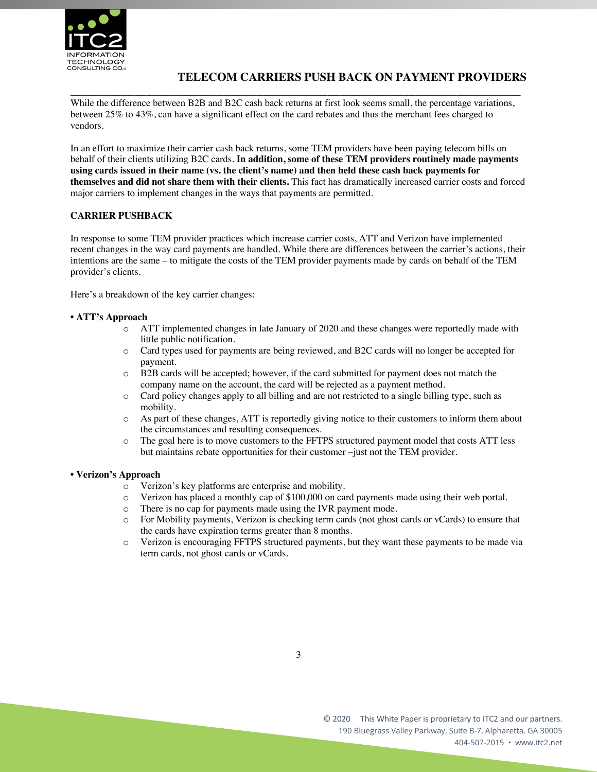While the difference between B2B and B2C cash back returns at first look seems small, the percentage variations, between 25% to 43%, can have a significant effect on the card rebates and thus the merchant fees charged to vendors.

In an effort to maximize their carrier cash back returns, some TEM providers have been paying telecom bills on behalf of their clients utilizing B2C cards. **In addition, some of these TEM providers routinely made payments using cards issued in their name (vs. the client's name) and then held these cash back payments for themselves and did not share them with their clients.** This fact has dramatically increased carrier costs and forced major carriers to implement changes in the ways that payments are permitted.

**CARRIER PUSHBACK**

In response to some TEM provider practices which increase carrier costs, ATT and Verizon have implemented recent changes in the way card payments are handled. While there are differences between the carrier's actions, their intentions are the same – to mitigate the costs of the TEM provider payments made by cards on behalf of the TEM provider's clients.

Here's a breakdown of the key carrier changes:

- **ATT's Approach**
  - ATT implemented changes in late January of 2020 and these changes were reportedly made with little public notification.
  - Card types used for payments are being reviewed, and B2C cards will no longer be accepted for payment.
  - B2B cards will be accepted; however, if the card submitted for payment does not match the company name on the account, the card will be rejected as a payment method.
  - Card policy changes apply to all billing and are not restricted to a single billing type, such as mobility.
  - As part of these changes, ATT is reportedly giving notice to their customers to inform them about the circumstances and resulting consequences.
  - The goal here is to move customers to the FFTPS structured payment model that costs ATT less but maintains rebate opportunities for their customer –just not the TEM provider.

- **Verizon's Approach**
  - Verizon's key platforms are enterprise and mobility.
  - Verizon has placed a monthly cap of $100,000 on card payments made using their web portal.
  - There is no cap for payments made using the IVR payment mode.
  - For Mobility payments, Verizon is checking term cards (not ghost cards or vCards) to ensure that the cards have expiration terms greater than 8 months.
  - Verizon is encouraging FFTPS structured payments, but they want these payments to be made via term cards, not ghost cards or vCards.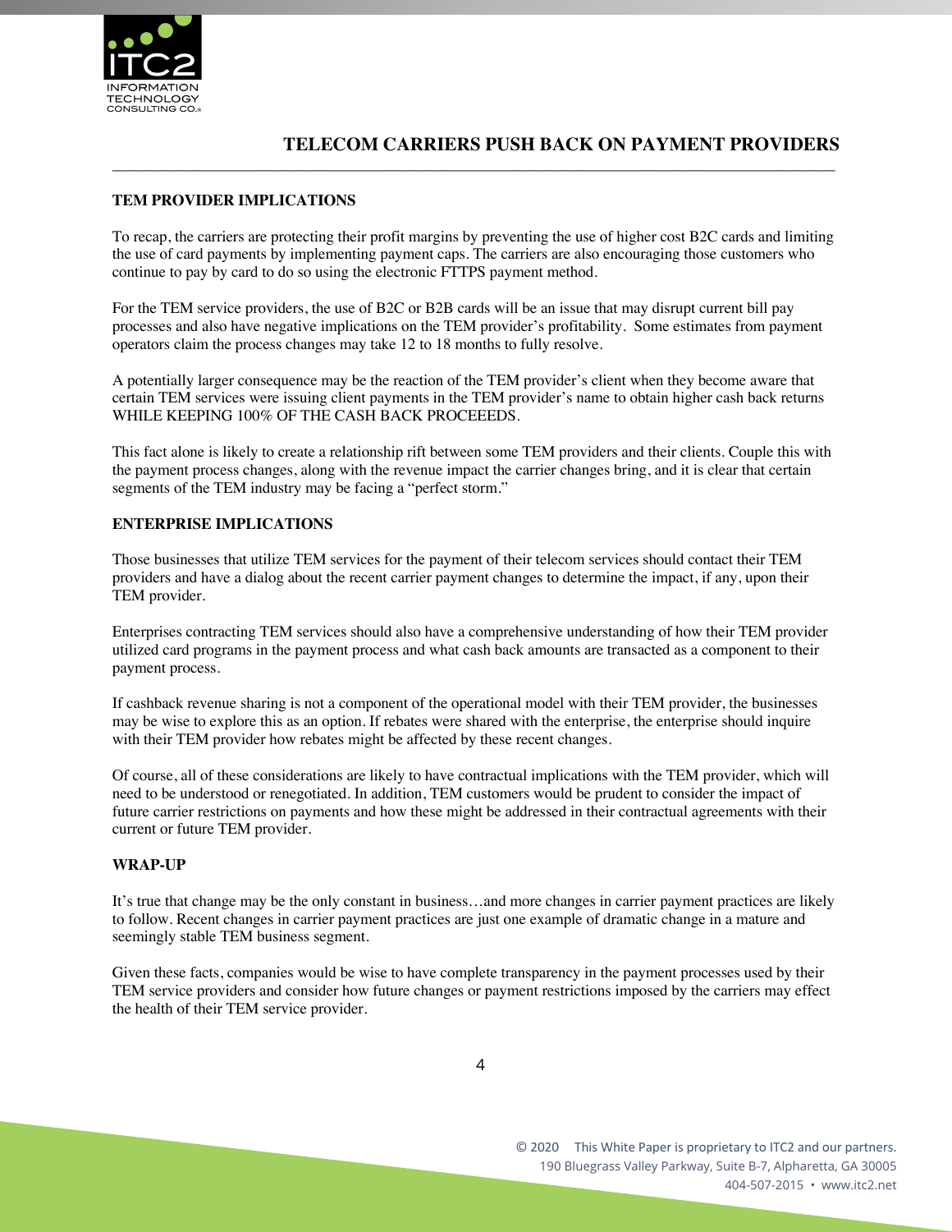## TEM PROVIDER IMPLICATIONS

To recap, the carriers are protecting their profit margins by preventing the use of higher cost B2C cards and limiting the use of card payments by implementing payment caps. The carriers are also encouraging those customers who continue to pay by card to do so using the electronic FTTPS payment method.

For the TEM service providers, the use of B2C or B2B cards will be an issue that may disrupt current bill pay processes and also have negative implications on the TEM provider's profitability. Some estimates from payment operators claim the process changes may take 12 to 18 months to fully resolve.

A potentially larger consequence may be the reaction of the TEM provider's client when they become aware that certain TEM services were issuing client payments in the TEM provider's name to obtain higher cash back returns WHILE KEEPING 100% OF THE CASH BACK PROCEEEDS.

This fact alone is likely to create a relationship rift between some TEM providers and their clients. Couple this with the payment process changes, along with the revenue impact the carrier changes bring, and it is clear that certain segments of the TEM industry may be facing a "perfect storm."

## ENTERPRISE IMPLICATIONS

Those businesses that utilize TEM services for the payment of their telecom services should contact their TEM providers and have a dialog about the recent carrier payment changes to determine the impact, if any, upon their TEM provider.

Enterprises contracting TEM services should also have a comprehensive understanding of how their TEM provider utilized card programs in the payment process and what cash back amounts are transacted as a component to their payment process.

If cashback revenue sharing is not a component of the operational model with their TEM provider, the businesses may be wise to explore this as an option. If rebates were shared with the enterprise, the enterprise should inquire with their TEM provider how rebates might be affected by these recent changes.

Of course, all of these considerations are likely to have contractual implications with the TEM provider, which will need to be understood or renegotiated. In addition, TEM customers would be prudent to consider the impact of future carrier restrictions on payments and how these might be addressed in their contractual agreements with their current or future TEM provider.

## WRAP-UP

It's true that change may be the only constant in business…and more changes in carrier payment practices are likely to follow. Recent changes in carrier payment practices are just one example of dramatic change in a mature and seemingly stable TEM business segment.

Given these facts, companies would be wise to have complete transparency in the payment processes used by their TEM service providers and consider how future changes or payment restrictions imposed by the carriers may effect the health of their TEM service provider.